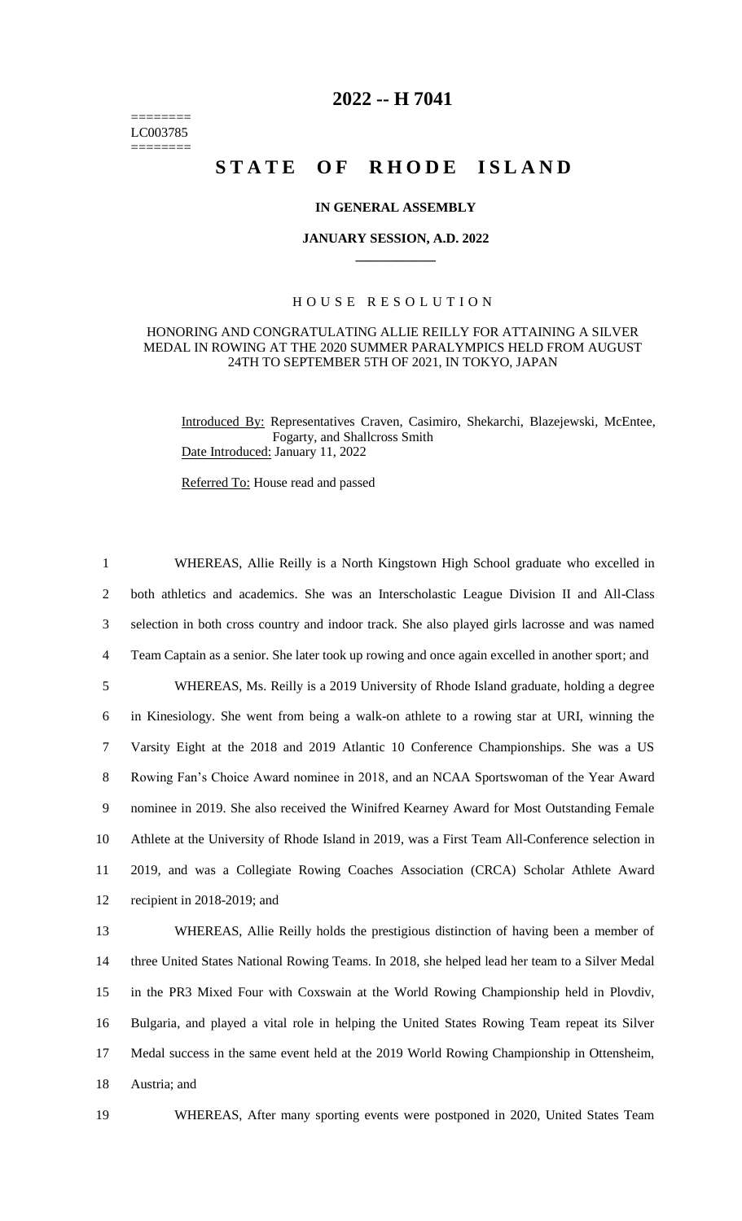# 2022 -- H 7041

========
LC003785
========

# STATE OF RHODE ISLAND

**IN GENERAL ASSEMBLY**

**JANUARY SESSION, A.D. 2022**

H O U S E   R E S O L U T I O N

HONORING AND CONGRATULATING ALLIE REILLY FOR ATTAINING A SILVER MEDAL IN ROWING AT THE 2020 SUMMER PARALYMPICS HELD FROM AUGUST 24TH TO SEPTEMBER 5TH OF 2021, IN TOKYO, JAPAN

Introduced By: Representatives Craven, Casimiro, Shekarchi, Blazejewski, McEntee, Fogarty, and Shallcross Smith

Date Introduced: January 11, 2022

Referred To: House read and passed

1 WHEREAS, Allie Reilly is a North Kingstown High School graduate who excelled in
2 both athletics and academics. She was an Interscholastic League Division II and All-Class
3 selection in both cross country and indoor track. She also played girls lacrosse and was named
4 Team Captain as a senior. She later took up rowing and once again excelled in another sport; and

5 WHEREAS, Ms. Reilly is a 2019 University of Rhode Island graduate, holding a degree
6 in Kinesiology. She went from being a walk-on athlete to a rowing star at URI, winning the
7 Varsity Eight at the 2018 and 2019 Atlantic 10 Conference Championships. She was a US
8 Rowing Fan's Choice Award nominee in 2018, and an NCAA Sportswoman of the Year Award
9 nominee in 2019. She also received the Winifred Kearney Award for Most Outstanding Female
10 Athlete at the University of Rhode Island in 2019, was a First Team All-Conference selection in
11 2019, and was a Collegiate Rowing Coaches Association (CRCA) Scholar Athlete Award
12 recipient in 2018-2019; and

13 WHEREAS, Allie Reilly holds the prestigious distinction of having been a member of
14 three United States National Rowing Teams. In 2018, she helped lead her team to a Silver Medal
15 in the PR3 Mixed Four with Coxswain at the World Rowing Championship held in Plovdiv,
16 Bulgaria, and played a vital role in helping the United States Rowing Team repeat its Silver
17 Medal success in the same event held at the 2019 World Rowing Championship in Ottensheim,
18 Austria; and

19 WHEREAS, After many sporting events were postponed in 2020, United States Team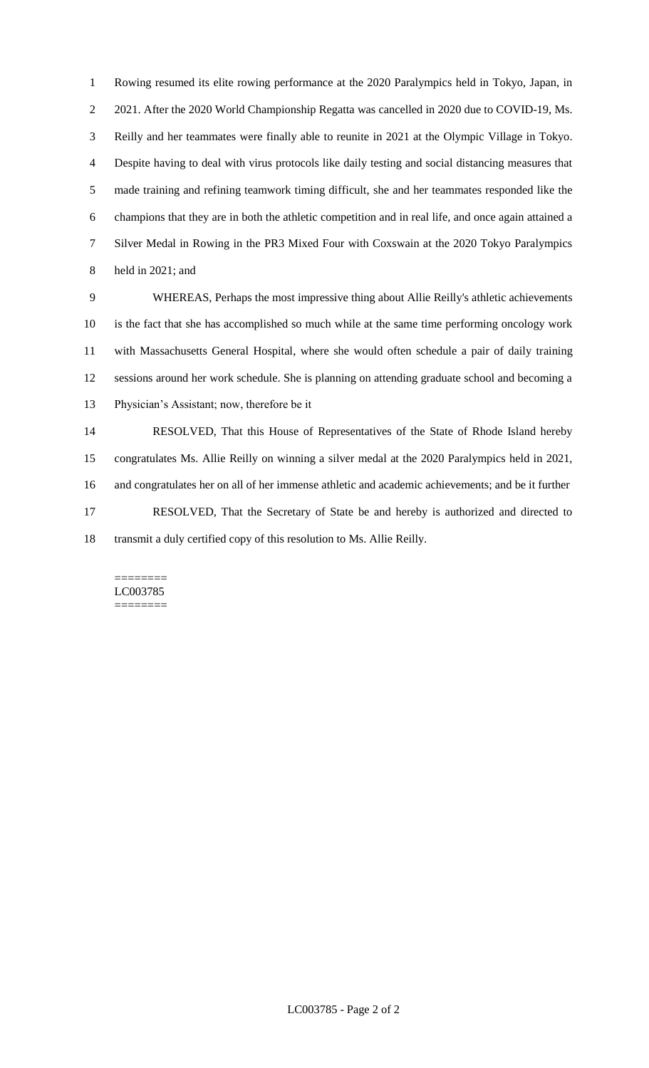Rowing resumed its elite rowing performance at the 2020 Paralympics held in Tokyo, Japan, in 2021. After the 2020 World Championship Regatta was cancelled in 2020 due to COVID-19, Ms. Reilly and her teammates were finally able to reunite in 2021 at the Olympic Village in Tokyo. Despite having to deal with virus protocols like daily testing and social distancing measures that made training and refining teamwork timing difficult, she and her teammates responded like the champions that they are in both the athletic competition and in real life, and once again attained a Silver Medal in Rowing in the PR3 Mixed Four with Coxswain at the 2020 Tokyo Paralympics held in 2021; and

WHEREAS, Perhaps the most impressive thing about Allie Reilly's athletic achievements is the fact that she has accomplished so much while at the same time performing oncology work with Massachusetts General Hospital, where she would often schedule a pair of daily training sessions around her work schedule. She is planning on attending graduate school and becoming a Physician's Assistant; now, therefore be it

RESOLVED, That this House of Representatives of the State of Rhode Island hereby congratulates Ms. Allie Reilly on winning a silver medal at the 2020 Paralympics held in 2021, and congratulates her on all of her immense athletic and academic achievements; and be it further

RESOLVED, That the Secretary of State be and hereby is authorized and directed to transmit a duly certified copy of this resolution to Ms. Allie Reilly.

========
LC003785
========